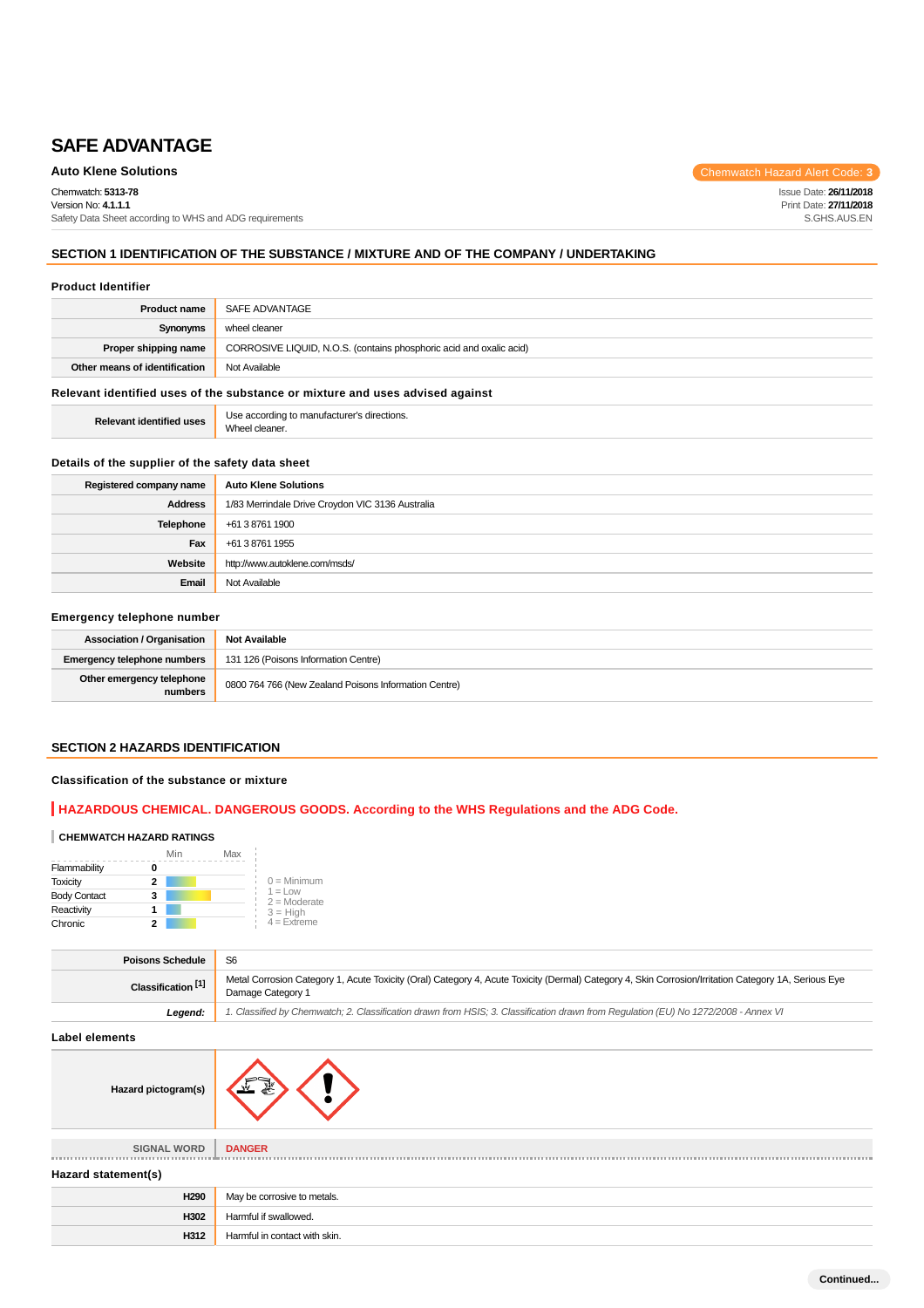# SAFE ADVANTAGE

**Auto Klene Solutions**

Chemwatch Hazard Alert Code: **3**

Chemwatch: **5313-78**
Version No: **4.1.1.1**
Safety Data Sheet according to WHS and ADG requirements

Issue Date: **26/11/2018**
Print Date: **27/11/2018**
S.GHS.AUS.EN

## SECTION 1 IDENTIFICATION OF THE SUBSTANCE / MIXTURE AND OF THE COMPANY / UNDERTAKING

### Product Identifier

| | |
|---|---|
| **Product name** | SAFE ADVANTAGE |
| **Synonyms** | wheel cleaner |
| **Proper shipping name** | CORROSIVE LIQUID, N.O.S. (contains phosphoric acid and oxalic acid) |
| **Other means of identification** | Not Available |

### Relevant identified uses of the substance or mixture and uses advised against

| | |
|---|---|
| **Relevant identified uses** | Use according to manufacturer's directions.<br>Wheel cleaner. |

### Details of the supplier of the safety data sheet

| | |
|---|---|
| **Registered company name** | **Auto Klene Solutions** |
| **Address** | 1/83 Merrindale Drive Croydon VIC 3136 Australia |
| **Telephone** | +61 3 8761 1900 |
| **Fax** | +61 3 8761 1955 |
| **Website** | http://www.autoklene.com/msds/ |
| **Email** | Not Available |

### Emergency telephone number

| | |
|---|---|
| **Association / Organisation** | **Not Available** |
| **Emergency telephone numbers** | 131 126 (Poisons Information Centre) |
| **Other emergency telephone numbers** | 0800 764 766 (New Zealand Poisons Information Centre) |

## SECTION 2 HAZARDS IDENTIFICATION

### Classification of the substance or mixture

**HAZARDOUS CHEMICAL. DANGEROUS GOODS. According to the WHS Regulations and the ADG Code.**

**CHEMWATCH HAZARD RATINGS**

| | | Min | Max |
|---|---|---|---|
| Flammability | 0 | | |
| Toxicity | 2 | | |
| Body Contact | 3 | | |
| Reactivity | 1 | | |
| Chronic | 2 | | |

0 = Minimum
1 = Low
2 = Moderate
3 = High
4 = Extreme

| | |
|---|---|
| **Poisons Schedule** | S6 |
| **Classification [1]** | Metal Corrosion Category 1, Acute Toxicity (Oral) Category 4, Acute Toxicity (Dermal) Category 4, Skin Corrosion/Irritation Category 1A, Serious Eye Damage Category 1 |
| ***Legend:*** | *1. Classified by Chemwatch; 2. Classification drawn from HSIS; 3. Classification drawn from Regulation (EU) No 1272/2008 - Annex VI* |

### Label elements

| | |
|---|---|
| **Hazard pictogram(s)** | |
| SIGNAL WORD | **DANGER** |

### Hazard statement(s)

| | |
|---|---|
| **H290** | May be corrosive to metals. |
| **H302** | Harmful if swallowed. |
| **H312** | Harmful in contact with skin. |

**Continued...**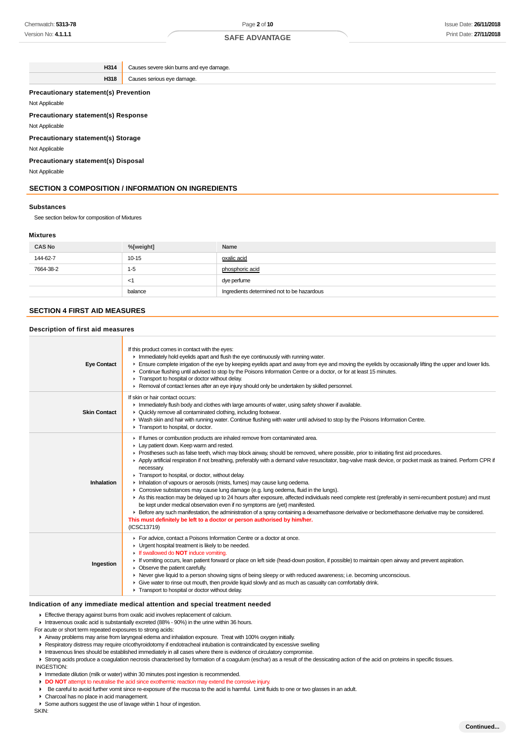| H314 | Causes severe skin burns and eye damage. |
|---|---|
| H318 | Causes serious eye damage. |

### Precautionary statement(s) Prevention

Not Applicable

### Precautionary statement(s) Response

Not Applicable

### Precautionary statement(s) Storage

Not Applicable

### Precautionary statement(s) Disposal

Not Applicable

## SECTION 3 COMPOSITION / INFORMATION ON INGREDIENTS

### Substances

See section below for composition of Mixtures

### Mixtures

| CAS No | %[weight] | Name |
|---|---|---|
| 144-62-7 | 10-15 | oxalic acid |
| 7664-38-2 | 1-5 | phosphoric acid |
| | <1 | dye perfume |
| | balance | Ingredients determined not to be hazardous |

## SECTION 4 FIRST AID MEASURES

### Description of first aid measures

| | |
|---|---|
| **Eye Contact** | If this product comes in contact with the eyes:<br>▸ Immediately hold eyelids apart and flush the eye continuously with running water.<br>▸ Ensure complete irrigation of the eye by keeping eyelids apart and away from eye and moving the eyelids by occasionally lifting the upper and lower lids.<br>▸ Continue flushing until advised to stop by the Poisons Information Centre or a doctor, or for at least 15 minutes.<br>▸ Transport to hospital or doctor without delay.<br>▸ Removal of contact lenses after an eye injury should only be undertaken by skilled personnel. |
| **Skin Contact** | If skin or hair contact occurs:<br>▸ Immediately flush body and clothes with large amounts of water, using safety shower if available.<br>▸ Quickly remove all contaminated clothing, including footwear.<br>▸ Wash skin and hair with running water. Continue flushing with water until advised to stop by the Poisons Information Centre.<br>▸ Transport to hospital, or doctor. |
| **Inhalation** | ▸ If fumes or combustion products are inhaled remove from contaminated area.<br>▸ Lay patient down. Keep warm and rested.<br>▸ Prostheses such as false teeth, which may block airway, should be removed, where possible, prior to initiating first aid procedures.<br>▸ Apply artificial respiration if not breathing, preferably with a demand valve resuscitator, bag-valve mask device, or pocket mask as trained. Perform CPR if necessary.<br>▸ Transport to hospital, or doctor, without delay.<br>▸ Inhalation of vapours or aerosols (mists, fumes) may cause lung oedema.<br>▸ Corrosive substances may cause lung damage (e.g. lung oedema, fluid in the lungs).<br>▸ As this reaction may be delayed up to 24 hours after exposure, affected individuals need complete rest (preferably in semi-recumbent posture) and must be kept under medical observation even if no symptoms are (yet) manifested.<br>▸ Before any such manifestation, the administration of a spray containing a dexamethasone derivative or beclomethasone derivative may be considered.<br>**This must definitely be left to a doctor or person authorised by him/her.**<br>(ICSC13719) |
| **Ingestion** | ▸ For advice, contact a Poisons Information Centre or a doctor at once.<br>▸ Urgent hospital treatment is likely to be needed.<br>▸ If swallowed do **NOT** induce vomiting.<br>▸ If vomiting occurs, lean patient forward or place on left side (head-down position, if possible) to maintain open airway and prevent aspiration.<br>▸ Observe the patient carefully.<br>▸ Never give liquid to a person showing signs of being sleepy or with reduced awareness; i.e. becoming unconscious.<br>▸ Give water to rinse out mouth, then provide liquid slowly and as much as casualty can comfortably drink.<br>▸ Transport to hospital or doctor without delay. |

### Indication of any immediate medical attention and special treatment needed

- Effective therapy against burns from oxalic acid involves replacement of calcium.
- Intravenous oxalic acid is substantially excreted (88% - 90%) in the urine within 36 hours.

For acute or short term repeated exposures to strong acids:

- Airway problems may arise from laryngeal edema and inhalation exposure. Treat with 100% oxygen initially.
- Respiratory distress may require cricothyroidotomy if endotracheal intubation is contraindicated by excessive swelling
- Intravenous lines should be established immediately in all cases where there is evidence of circulatory compromise.
- Strong acids produce a coagulation necrosis characterised by formation of a coagulum (eschar) as a result of the dessicating action of the acid on proteins in specific tissues.

INGESTION:

- Immediate dilution (milk or water) within 30 minutes post ingestion is recommended.
- **DO NOT** attempt to neutralise the acid since exothermic reaction may extend the corrosive injury.
- Be careful to avoid further vomit since re-exposure of the mucosa to the acid is harmful. Limit fluids to one or two glasses in an adult.
- Charcoal has no place in acid management.
- Some authors suggest the use of lavage within 1 hour of ingestion.

SKIN: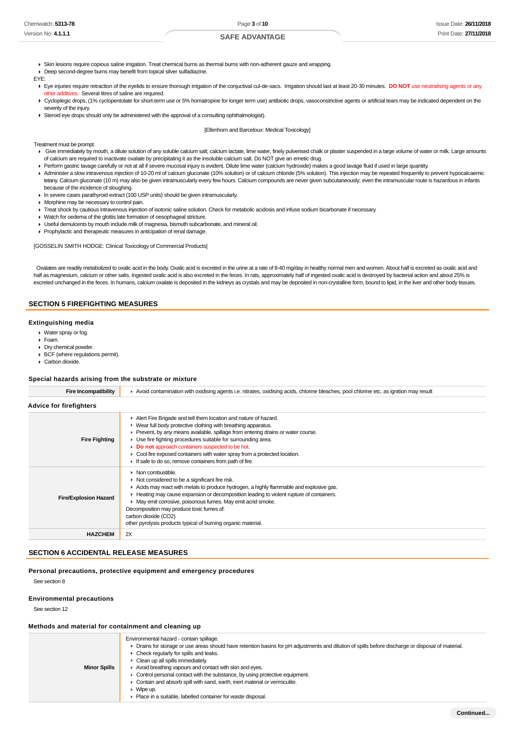- Skin lesions require copious saline irrigation. Treat chemical burns as thermal burns with non-adherent gauze and wrapping.
- Deep second-degree burns may benefit from topical silver sulfadiazine.

EYE:

- Eye injuries require retraction of the eyelids to ensure thorough irrigation of the conjuctival cul-de-sacs. Irrigation should last at least 20-30 minutes. **DO NOT** use neutralising agents or any other additives. Several litres of saline are required.
- Cycloplegic drops, (1% cyclopentolate for short-term use or 5% homatropine for longer term use) antibiotic drops, vasoconstrictive agents or artificial tears may be indicated dependent on the severity of the injury.
- Steroid eye drops should only be administered with the approval of a consulting ophthalmologist).

[Ellenhorn and Barceloux: Medical Toxicology]

Treatment must be prompt.

- Give immediately by mouth, a dilute solution of any soluble calcium salt; calcium lactate, lime water, finely pulverised chalk or plaster suspended in a large volume of water or milk. Large amounts of calcium are required to inactivate oxalate by precipitating it as the insoluble calcium salt. Do NOT give an emetic drug.
- Perform gastric lavage carefully or not at all if severe mucosal injury is evident. Dilute lime water (calcium hydroxide) makes a good lavage fluid if used in large quantity.
- Administer a slow intravenous injection of 10-20 ml of calcium gluconate (10% solution) or of calcium chloride (5% solution). This injection may be repeated frequently to prevent hypocalcaemic tetany. Calcium gluconate (10 m) may also be given intramuscularly every few hours. Calcium compounds are never given subcutaneously; even the intramuscular route is hazardous in infants because of the incidence of sloughing.
- In severe cases parathyroid extract (100 USP units) should be given intramuscularly.
- Morphine may be necessary to control pain.
- Treat shock by cautious intravenous injection of isotonic saline solution. Check for metabolic acidosis and infuse sodium bicarbonate if necessary.
- Watch for oedema of the glottis late formation of oesophageal stricture.
- Useful demulcents by mouth include milk of magnesia, bismuth subcarbonate, and mineral oil.
- Prophylactic and therapeutic measures in anticipation of renal damage.

[GOSSELIN SMITH HODGE: Clinical Toxicology of Commercial Products]

Oxalates are readily metabolized to oxalic acid in the body. Oxalic acid is excreted in the urine at a rate of 8-40 mg/day in healthy normal men and women. About half is excreted as oxalic acid and half as magnesium, calcium or other salts. Ingested oxalic acid is also excreted in the feces. In rats, approximately half of ingested oxalic acid is destroyed by bacterial action and about 25% is excreted unchanged in the feces. In humans, calcium oxalate is deposited in the kidneys as crystals and may be deposited in non-crystalline form, bound to lipid, in the liver and other body tissues.

## SECTION 5 FIREFIGHTING MEASURES

### Extinguishing media

- Water spray or fog.
- Foam.
- Dry chemical powder.
- BCF (where regulations permit).
- Carbon dioxide.

### Special hazards arising from the substrate or mixture

| | |
|---|---|
| **Fire Incompatibility** | Avoid contamination with oxidising agents i.e. nitrates, oxidising acids, chlorine bleaches, pool chlorine etc. as ignition may result |

### Advice for firefighters

| | |
|---|---|
| **Fire Fighting** | Alert Fire Brigade and tell them location and nature of hazard.<br>Wear full body protective clothing with breathing apparatus.<br>Prevent, by any means available, spillage from entering drains or water course.<br>Use fire fighting procedures suitable for surrounding area.<br>**Do not** approach containers suspected to be hot.<br>Cool fire exposed containers with water spray from a protected location.<br>If safe to do so, remove containers from path of fire. |
| **Fire/Explosion Hazard** | Non combustible.<br>Not considered to be a significant fire risk.<br>Acids may react with metals to produce hydrogen, a highly flammable and explosive gas.<br>Heating may cause expansion or decomposition leading to violent rupture of containers.<br>May emit corrosive, poisonous fumes. May emit acrid smoke.<br>Decomposition may produce toxic fumes of:<br>carbon dioxide ($CO_2$)<br>other pyrolysis products typical of burning organic material. |
| **HAZCHEM** | 2X |

## SECTION 6 ACCIDENTAL RELEASE MEASURES

### Personal precautions, protective equipment and emergency procedures

See section 8

### Environmental precautions

See section 12

### Methods and material for containment and cleaning up

| | |
|---|---|
| **Minor Spills** | Environmental hazard - contain spillage.<br>Drains for storage or use areas should have retention basins for pH adjustments and dilution of spills before discharge or disposal of material.<br>Check regularly for spills and leaks.<br>Clean up all spills immediately.<br>Avoid breathing vapours and contact with skin and eyes.<br>Control personal contact with the substance, by using protective equipment.<br>Contain and absorb spill with sand, earth, inert material or vermiculite.<br>Wipe up.<br>Place in a suitable, labelled container for waste disposal. |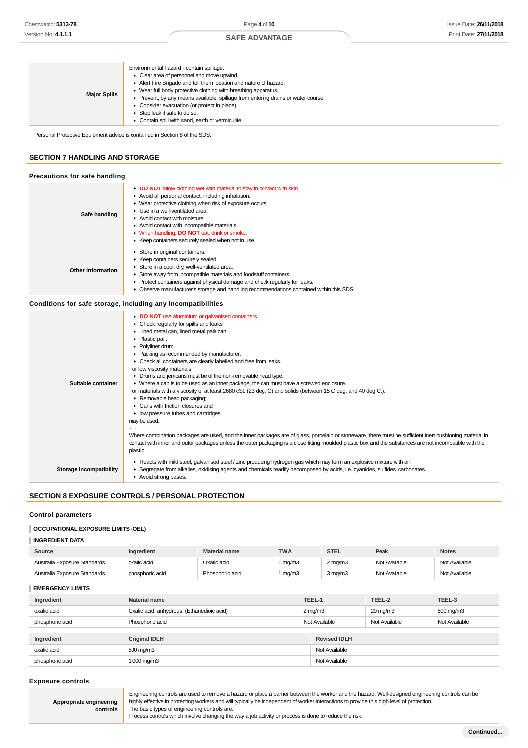| | |
|---|---|
| **Major Spills** | Environmental hazard - contain spillage.<br>▸ Clear area of personnel and move upwind.<br>▸ Alert Fire Brigade and tell them location and nature of hazard.<br>▸ Wear full body protective clothing with breathing apparatus.<br>▸ Prevent, by any means available, spillage from entering drains or water course.<br>▸ Consider evacuation (or protect in place).<br>▸ Stop leak if safe to do so.<br>▸ Contain spill with sand, earth or vermiculite. |

Personal Protective Equipment advice is contained in Section 8 of the SDS.

## SECTION 7 HANDLING AND STORAGE

### Precautions for safe handling

| | |
|---|---|
| **Safe handling** | ▸ **DO NOT** allow clothing wet with material to stay in contact with skin<br>▸ Avoid all personal contact, including inhalation.<br>▸ Wear protective clothing when risk of exposure occurs.<br>▸ Use in a well-ventilated area.<br>▸ Avoid contact with moisture.<br>▸ Avoid contact with incompatible materials.<br>▸ When handling, **DO NOT** eat, drink or smoke.<br>▸ Keep containers securely sealed when not in use. |
| **Other information** | ▸ Store in original containers.<br>▸ Keep containers securely sealed.<br>▸ Store in a cool, dry, well-ventilated area.<br>▸ Store away from incompatible materials and foodstuff containers.<br>▸ Protect containers against physical damage and check regularly for leaks.<br>▸ Observe manufacturer's storage and handling recommendations contained within this SDS. |

### Conditions for safe storage, including any incompatibilities

| | |
|---|---|
| **Suitable container** | ▸ **DO NOT** use aluminium or galvanised containers<br>▸ Check regularly for spills and leaks<br>▸ Lined metal can, lined metal pail/ can.<br>▸ Plastic pail.<br>▸ Polyliner drum.<br>▸ Packing as recommended by manufacturer.<br>▸ Check all containers are clearly labelled and free from leaks.<br>For low viscosity materials<br>▸ Drums and jerricans must be of the non-removable head type.<br>▸ Where a can is to be used as an inner package, the can must have a screwed enclosure.<br>For materials with a viscosity of at least 2680 cSt. (23 deg. C) and solids (between 15 C deg. and 40 deg C.):<br>▸ Removable head packaging;<br>▸ Cans with friction closures and<br>▸ low pressure tubes and cartridges<br>may be used.<br>-<br>Where combination packages are used, and the inner packages are of glass, porcelain or stoneware, there must be sufficient inert cushioning material in contact with inner and outer packages unless the outer packaging is a close fitting moulded plastic box and the substances are not incompatible with the plastic. |
| **Storage incompatibility** | ▸ Reacts with mild steel, galvanised steel / zinc producing hydrogen gas which may form an explosive mixture with air.<br>▸ Segregate from alkalies, oxidising agents and chemicals readily decomposed by acids, i.e. cyanides, sulfides, carbonates.<br>▸ Avoid strong bases. |

## SECTION 8 EXPOSURE CONTROLS / PERSONAL PROTECTION

### Control parameters

#### OCCUPATIONAL EXPOSURE LIMITS (OEL)

#### INGREDIENT DATA

| Source | Ingredient | Material name | TWA | STEL | Peak | Notes |
|---|---|---|---|---|---|---|
| Australia Exposure Standards | oxalic acid | Oxalic acid | 1 mg/m3 | 2 mg/m3 | Not Available | Not Available |
| Australia Exposure Standards | phosphoric acid | Phosphoric acid | 1 mg/m3 | 3 mg/m3 | Not Available | Not Available |

#### EMERGENCY LIMITS

| Ingredient | Material name | TEEL-1 | TEEL-2 | TEEL-3 |
|---|---|---|---|---|
| oxalic acid | Oxalic acid, anhydrous; (Ethanedioic acid) | 2 mg/m3 | 20 mg/m3 | 500 mg/m3 |
| phosphoric acid | Phosphoric acid | Not Available | Not Available | Not Available |

| Ingredient | Original IDLH | Revised IDLH |
|---|---|---|
| oxalic acid | 500 mg/m3 | Not Available |
| phosphoric acid | 1,000 mg/m3 | Not Available |

### Exposure controls

| | |
|---|---|
| **Appropriate engineering controls** | Engineering controls are used to remove a hazard or place a barrier between the worker and the hazard. Well-designed engineering controls can be highly effective in protecting workers and will typically be independent of worker interactions to provide this high level of protection.<br>The basic types of engineering controls are:<br>Process controls which involve changing the way a job activity or process is done to reduce the risk. |

Continued...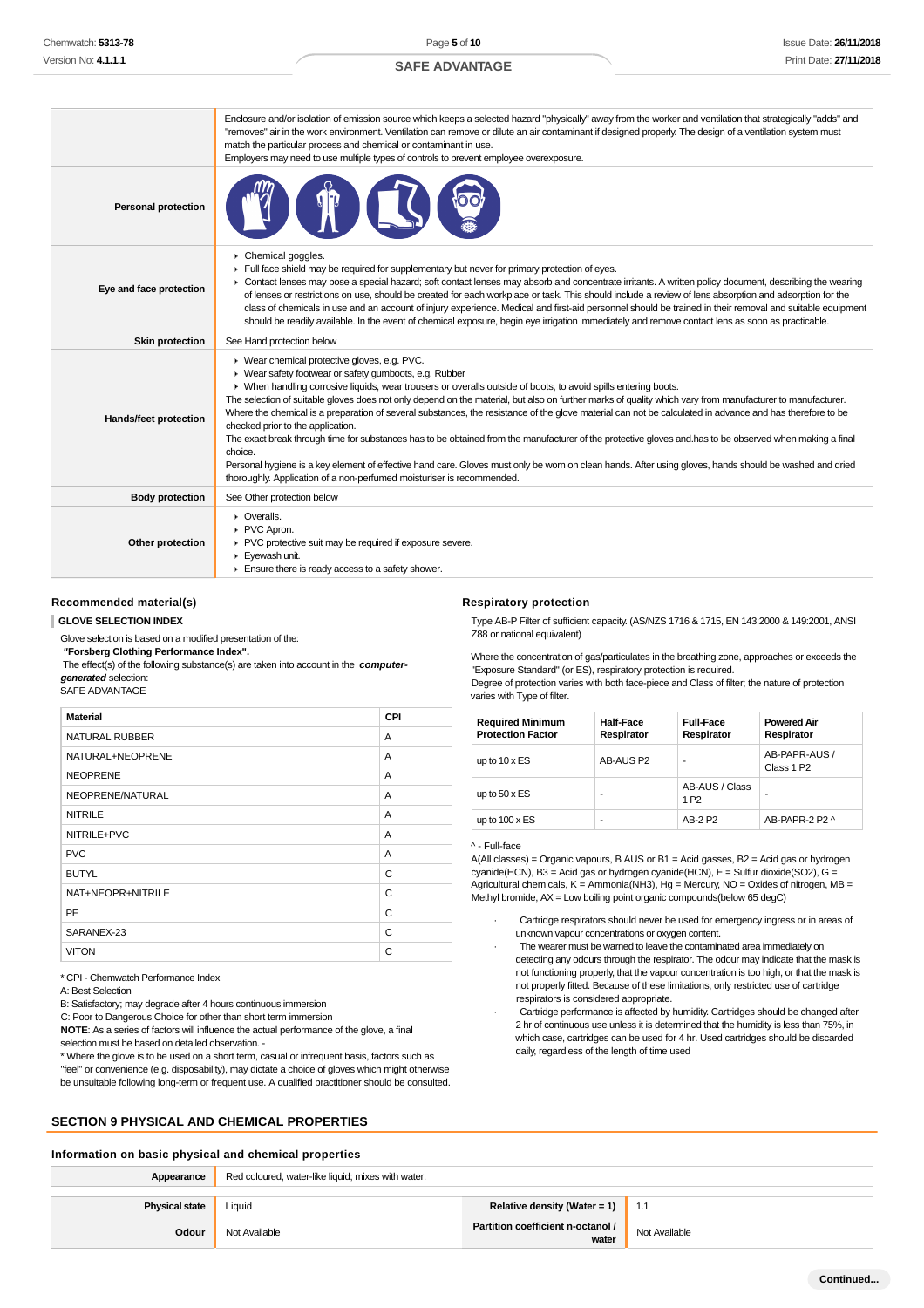| | |
|---|---|
| | Enclosure and/or isolation of emission source which keeps a selected hazard "physically" away from the worker and ventilation that strategically "adds" and "removes" air in the work environment. Ventilation can remove or dilute an air contaminant if designed properly. The design of a ventilation system must match the particular process and chemical or contaminant in use.<br>Employers may need to use multiple types of controls to prevent employee overexposure. |
| **Personal protection** | |
| **Eye and face protection** | ▸ Chemical goggles.<br>▸ Full face shield may be required for supplementary but never for primary protection of eyes.<br>▸ Contact lenses may pose a special hazard; soft contact lenses may absorb and concentrate irritants. A written policy document, describing the wearing of lenses or restrictions on use, should be created for each workplace or task. This should include a review of lens absorption and adsorption for the class of chemicals in use and an account of injury experience. Medical and first-aid personnel should be trained in their removal and suitable equipment should be readily available. In the event of chemical exposure, begin eye irrigation immediately and remove contact lens as soon as practicable. |
| **Skin protection** | See Hand protection below |
| **Hands/feet protection** | ▸ Wear chemical protective gloves, e.g. PVC.<br>▸ Wear safety footwear or safety gumboots, e.g. Rubber<br>▸ When handling corrosive liquids, wear trousers or overalls outside of boots, to avoid spills entering boots.<br>The selection of suitable gloves does not only depend on the material, but also on further marks of quality which vary from manufacturer to manufacturer. Where the chemical is a preparation of several substances, the resistance of the glove material can not be calculated in advance and has therefore to be checked prior to the application.<br>The exact break through time for substances has to be obtained from the manufacturer of the protective gloves and.has to be observed when making a final choice.<br>Personal hygiene is a key element of effective hand care. Gloves must only be worn on clean hands. After using gloves, hands should be washed and dried thoroughly. Application of a non-perfumed moisturiser is recommended. |
| **Body protection** | See Other protection below |
| **Other protection** | ▸ Overalls.<br>▸ PVC Apron.<br>▸ PVC protective suit may be required if exposure severe.<br>▸ Eyewash unit.<br>▸ Ensure there is ready access to a safety shower. |

### Recommended material(s)

**GLOVE SELECTION INDEX**

Glove selection is based on a modified presentation of the:
**"Forsberg Clothing Performance Index".**
The effect(s) of the following substance(s) are taken into account in the ***computer-generated*** selection:
SAFE ADVANTAGE

| Material | CPI |
|---|---|
| NATURAL RUBBER | A |
| NATURAL+NEOPRENE | A |
| NEOPRENE | A |
| NEOPRENE/NATURAL | A |
| NITRILE | A |
| NITRILE+PVC | A |
| PVC | A |
| BUTYL | C |
| NAT+NEOPR+NITRILE | C |
| PE | C |
| SARANEX-23 | C |
| VITON | C |

* CPI - Chemwatch Performance Index
A: Best Selection
B: Satisfactory; may degrade after 4 hours continuous immersion
C: Poor to Dangerous Choice for other than short term immersion
**NOTE**: As a series of factors will influence the actual performance of the glove, a final selection must be based on detailed observation. -
* Where the glove is to be used on a short term, casual or infrequent basis, factors such as "feel" or convenience (e.g. disposability), may dictate a choice of gloves which might otherwise be unsuitable following long-term or frequent use. A qualified practitioner should be consulted.

### Respiratory protection

Type AB-P Filter of sufficient capacity. (AS/NZS 1716 & 1715, EN 143:2000 & 149:2001, ANSI Z88 or national equivalent)

Where the concentration of gas/particulates in the breathing zone, approaches or exceeds the "Exposure Standard" (or ES), respiratory protection is required.
Degree of protection varies with both face-piece and Class of filter; the nature of protection varies with Type of filter.

| Required Minimum Protection Factor | Half-Face Respirator | Full-Face Respirator | Powered Air Respirator |
|---|---|---|---|
| up to 10 x ES | AB-AUS P2 | - | AB-PAPR-AUS / Class 1 P2 |
| up to 50 x ES | - | AB-AUS / Class 1 P2 | - |
| up to 100 x ES | - | AB-2 P2 | AB-PAPR-2 P2 ^ |

^ - Full-face
A(All classes) = Organic vapours, B AUS or B1 = Acid gasses, B2 = Acid gas or hydrogen cyanide(HCN), B3 = Acid gas or hydrogen cyanide(HCN), E = Sulfur dioxide($SO_2$), G = Agricultural chemicals, K = Ammonia($NH_3$), Hg = Mercury, NO = Oxides of nitrogen, MB = Methyl bromide, AX = Low boiling point organic compounds(below 65 degC)

- Cartridge respirators should never be used for emergency ingress or in areas of unknown vapour concentrations or oxygen content.
- The wearer must be warned to leave the contaminated area immediately on detecting any odours through the respirator. The odour may indicate that the mask is not functioning properly, that the vapour concentration is too high, or that the mask is not properly fitted. Because of these limitations, only restricted use of cartridge respirators is considered appropriate.
- Cartridge performance is affected by humidity. Cartridges should be changed after 2 hr of continuous use unless it is determined that the humidity is less than 75%, in which case, cartridges can be used for 4 hr. Used cartridges should be discarded daily, regardless of the length of time used

## SECTION 9 PHYSICAL AND CHEMICAL PROPERTIES

### Information on basic physical and chemical properties

| | | | |
|---|---|---|---|
| **Appearance** | Red coloured, water-like liquid; mixes with water. | | |
| **Physical state** | Liquid | **Relative density (Water = 1)** | 1.1 |
| **Odour** | Not Available | **Partition coefficient n-octanol / water** | Not Available |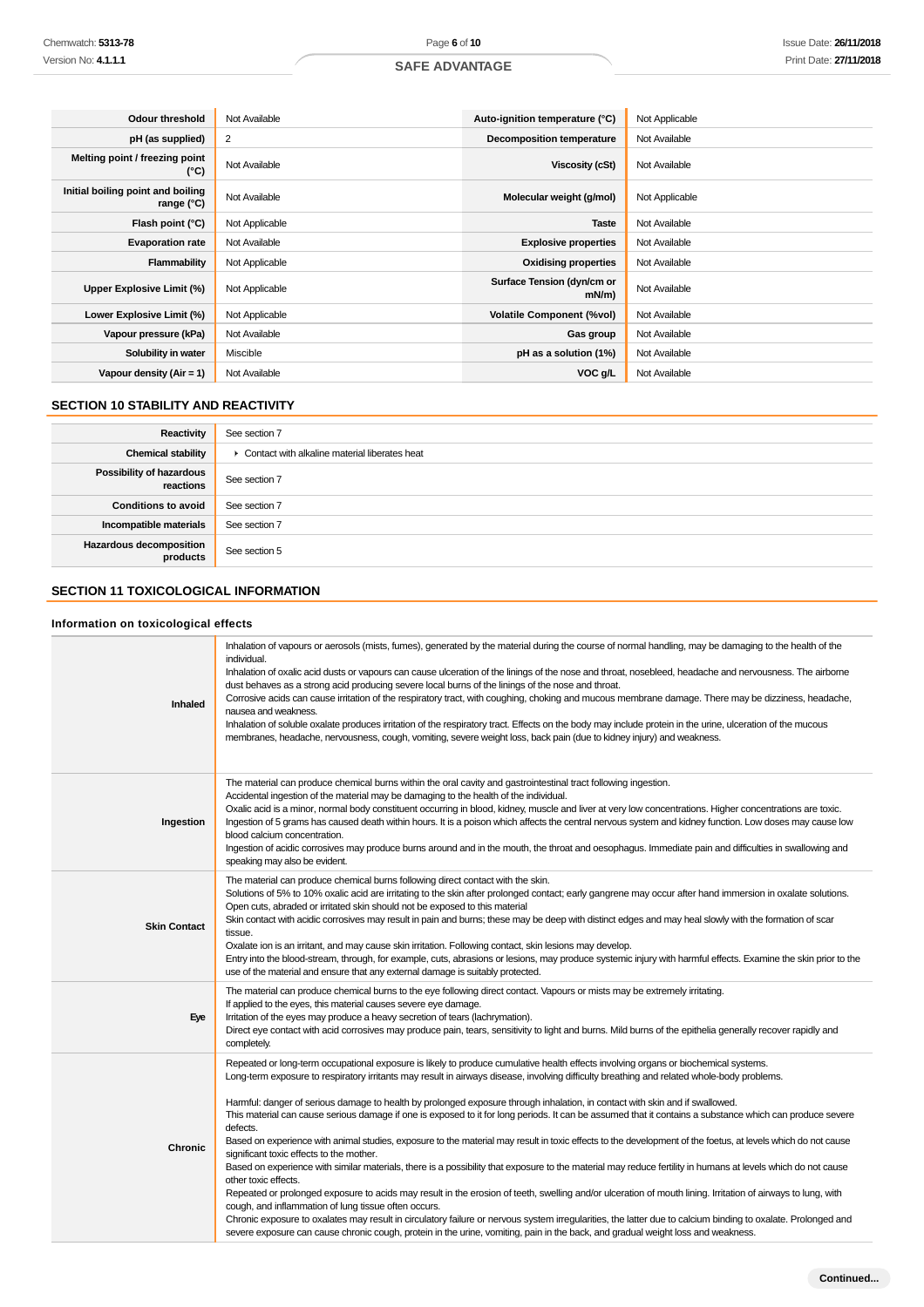| | | | |
|---|---|---|---|
| **Odour threshold** | Not Available | **Auto-ignition temperature (°C)** | Not Applicable |
| **pH (as supplied)** | 2 | **Decomposition temperature** | Not Available |
| **Melting point / freezing point (°C)** | Not Available | **Viscosity (cSt)** | Not Available |
| **Initial boiling point and boiling range (°C)** | Not Available | **Molecular weight (g/mol)** | Not Applicable |
| **Flash point (°C)** | Not Applicable | **Taste** | Not Available |
| **Evaporation rate** | Not Available | **Explosive properties** | Not Available |
| **Flammability** | Not Applicable | **Oxidising properties** | Not Available |
| **Upper Explosive Limit (%)** | Not Applicable | **Surface Tension (dyn/cm or mN/m)** | Not Available |
| **Lower Explosive Limit (%)** | Not Applicable | **Volatile Component (%vol)** | Not Available |
| **Vapour pressure (kPa)** | Not Available | **Gas group** | Not Available |
| **Solubility in water** | Miscible | **pH as a solution (1%)** | Not Available |
| **Vapour density (Air = 1)** | Not Available | **VOC g/L** | Not Available |

## SECTION 10 STABILITY AND REACTIVITY

| | |
|---|---|
| **Reactivity** | See section 7 |
| **Chemical stability** | ▸ Contact with alkaline material liberates heat |
| **Possibility of hazardous reactions** | See section 7 |
| **Conditions to avoid** | See section 7 |
| **Incompatible materials** | See section 7 |
| **Hazardous decomposition products** | See section 5 |

## SECTION 11 TOXICOLOGICAL INFORMATION

### Information on toxicological effects

| | |
|---|---|
| **Inhaled** | Inhalation of vapours or aerosols (mists, fumes), generated by the material during the course of normal handling, may be damaging to the health of the individual.<br>Inhalation of oxalic acid dusts or vapours can cause ulceration of the linings of the nose and throat, nosebleed, headache and nervousness. The airborne dust behaves as a strong acid producing severe local burns of the linings of the nose and throat.<br>Corrosive acids can cause irritation of the respiratory tract, with coughing, choking and mucous membrane damage. There may be dizziness, headache, nausea and weakness.<br>Inhalation of soluble oxalate produces irritation of the respiratory tract. Effects on the body may include protein in the urine, ulceration of the mucous membranes, headache, nervousness, cough, vomiting, severe weight loss, back pain (due to kidney injury) and weakness. |
| **Ingestion** | The material can produce chemical burns within the oral cavity and gastrointestinal tract following ingestion.<br>Accidental ingestion of the material may be damaging to the health of the individual.<br>Oxalic acid is a minor, normal body constituent occurring in blood, kidney, muscle and liver at very low concentrations. Higher concentrations are toxic. Ingestion of 5 grams has caused death within hours. It is a poison which affects the central nervous system and kidney function. Low doses may cause low blood calcium concentration.<br>Ingestion of acidic corrosives may produce burns around and in the mouth, the throat and oesophagus. Immediate pain and difficulties in swallowing and speaking may also be evident. |
| **Skin Contact** | The material can produce chemical burns following direct contact with the skin.<br>Solutions of 5% to 10% oxalic acid are irritating to the skin after prolonged contact; early gangrene may occur after hand immersion in oxalate solutions.<br>Open cuts, abraded or irritated skin should not be exposed to this material<br>Skin contact with acidic corrosives may result in pain and burns; these may be deep with distinct edges and may heal slowly with the formation of scar tissue.<br>Oxalate ion is an irritant, and may cause skin irritation. Following contact, skin lesions may develop.<br>Entry into the blood-stream, through, for example, cuts, abrasions or lesions, may produce systemic injury with harmful effects. Examine the skin prior to the use of the material and ensure that any external damage is suitably protected. |
| **Eye** | The material can produce chemical burns to the eye following direct contact. Vapours or mists may be extremely irritating.<br>If applied to the eyes, this material causes severe eye damage.<br>Irritation of the eyes may produce a heavy secretion of tears (lachrymation).<br>Direct eye contact with acid corrosives may produce pain, tears, sensitivity to light and burns. Mild burns of the epithelia generally recover rapidly and completely. |
| **Chronic** | Repeated or long-term occupational exposure is likely to produce cumulative health effects involving organs or biochemical systems.<br>Long-term exposure to respiratory irritants may result in airways disease, involving difficulty breathing and related whole-body problems.<br><br>Harmful: danger of serious damage to health by prolonged exposure through inhalation, in contact with skin and if swallowed.<br>This material can cause serious damage if one is exposed to it for long periods. It can be assumed that it contains a substance which can produce severe defects.<br>Based on experience with animal studies, exposure to the material may result in toxic effects to the development of the foetus, at levels which do not cause significant toxic effects to the mother.<br>Based on experience with similar materials, there is a possibility that exposure to the material may reduce fertility in humans at levels which do not cause other toxic effects.<br>Repeated or prolonged exposure to acids may result in the erosion of teeth, swelling and/or ulceration of mouth lining. Irritation of airways to lung, with cough, and inflammation of lung tissue often occurs.<br>Chronic exposure to oxalates may result in circulatory failure or nervous system irregularities, the latter due to calcium binding to oxalate. Prolonged and severe exposure can cause chronic cough, protein in the urine, vomiting, pain in the back, and gradual weight loss and weakness. |

**Continued...**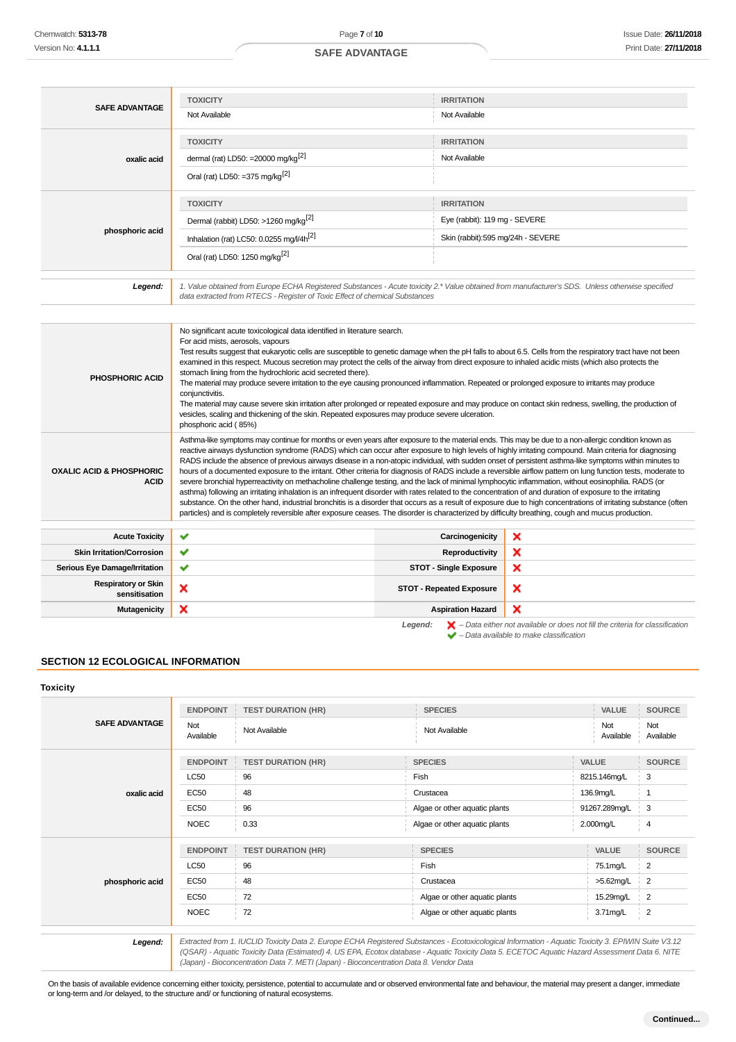| | TOXICITY | IRRITATION |
|---|---|---|
| **SAFE ADVANTAGE** | Not Available | Not Available |

| | TOXICITY | IRRITATION |
|---|---|---|
| **oxalic acid** | dermal (rat) LD50: =20000 mg/kg[2] | Not Available |
| | Oral (rat) LD50: =375 mg/kg[2] | |

| | TOXICITY | IRRITATION |
|---|---|---|
| **phosphoric acid** | Dermal (rabbit) LD50: >1260 mg/kg[2] | Eye (rabbit): 119 mg - SEVERE |
| | Inhalation (rat) LC50: 0.0255 mg/l/4h[2] | Skin (rabbit):595 mg/24h - SEVERE |
| | Oral (rat) LD50: 1250 mg/kg[2] | |

| | |
|---|---|
| ***Legend:*** | *1. Value obtained from Europe ECHA Registered Substances - Acute toxicity 2.* Value obtained from manufacturer's SDS. Unless otherwise specified data extracted from RTECS - Register of Toxic Effect of chemical Substances* |

| | |
|---|---|
| **PHOSPHORIC ACID** | No significant acute toxicological data identified in literature search.<br>For acid mists, aerosols, vapours<br>Test results suggest that eukaryotic cells are susceptible to genetic damage when the pH falls to about 6.5. Cells from the respiratory tract have not been examined in this respect. Mucous secretion may protect the cells of the airway from direct exposure to inhaled acidic mists (which also protects the stomach lining from the hydrochloric acid secreted there).<br>The material may produce severe irritation to the eye causing pronounced inflammation. Repeated or prolonged exposure to irritants may produce conjunctivitis.<br>The material may cause severe skin irritation after prolonged or repeated exposure and may produce on contact skin redness, swelling, the production of vesicles, scaling and thickening of the skin. Repeated exposures may produce severe ulceration.<br>phosphoric acid ( 85%) |
| **OXALIC ACID & PHOSPHORIC ACID** | Asthma-like symptoms may continue for months or even years after exposure to the material ends. This may be due to a non-allergic condition known as reactive airways dysfunction syndrome (RADS) which can occur after exposure to high levels of highly irritating compound. Main criteria for diagnosing RADS include the absence of previous airways disease in a non-atopic individual, with sudden onset of persistent asthma-like symptoms within minutes to hours of a documented exposure to the irritant. Other criteria for diagnosis of RADS include a reversible airflow pattern on lung function tests, moderate to severe bronchial hyperreactivity on methacholine challenge testing, and the lack of minimal lymphocytic inflammation, without eosinophilia. RADS (or asthma) following an irritating inhalation is an infrequent disorder with rates related to the concentration of and duration of exposure to the irritating substance. On the other hand, industrial bronchitis is a disorder that occurs as a result of exposure due to high concentrations of irritating substance (often particles) and is completely reversible after exposure ceases. The disorder is characterized by difficulty breathing, cough and mucus production. |

| | | | |
|---|---|---|---|
| **Acute Toxicity** | ✔ | **Carcinogenicity** | ✘ |
| **Skin Irritation/Corrosion** | ✔ | **Reproductivity** | ✘ |
| **Serious Eye Damage/Irritation** | ✔ | **STOT - Single Exposure** | ✘ |
| **Respiratory or Skin sensitisation** | ✘ | **STOT - Repeated Exposure** | ✘ |
| **Mutagenicity** | ✘ | **Aspiration Hazard** | ✘ |

***Legend:*** ✘ *– Data either not available or does not fill the criteria for classification*
✔ *– Data available to make classification*

## SECTION 12 ECOLOGICAL INFORMATION

### Toxicity

| | ENDPOINT | TEST DURATION (HR) | SPECIES | VALUE | SOURCE |
|---|---|---|---|---|---|
| **SAFE ADVANTAGE** | Not Available | Not Available | Not Available | Not Available | Not Available |

| | ENDPOINT | TEST DURATION (HR) | SPECIES | VALUE | SOURCE |
|---|---|---|---|---|---|
| **oxalic acid** | LC50 | 96 | Fish | 8215.146mg/L | 3 |
| | EC50 | 48 | Crustacea | 136.9mg/L | 1 |
| | EC50 | 96 | Algae or other aquatic plants | 91267.289mg/L | 3 |
| | NOEC | 0.33 | Algae or other aquatic plants | 2.000mg/L | 4 |

| | ENDPOINT | TEST DURATION (HR) | SPECIES | VALUE | SOURCE |
|---|---|---|---|---|---|
| **phosphoric acid** | LC50 | 96 | Fish | 75.1mg/L | 2 |
| | EC50 | 48 | Crustacea | >5.62mg/L | 2 |
| | EC50 | 72 | Algae or other aquatic plants | 15.29mg/L | 2 |
| | NOEC | 72 | Algae or other aquatic plants | 3.71mg/L | 2 |

| | |
|---|---|
| ***Legend:*** | *Extracted from 1. IUCLID Toxicity Data 2. Europe ECHA Registered Substances - Ecotoxicological Information - Aquatic Toxicity 3. EPIWIN Suite V3.12 (QSAR) - Aquatic Toxicity Data (Estimated) 4. US EPA, Ecotox database - Aquatic Toxicity Data 5. ECETOC Aquatic Hazard Assessment Data 6. NITE (Japan) - Bioconcentration Data 7. METI (Japan) - Bioconcentration Data 8. Vendor Data* |

On the basis of available evidence concerning either toxicity, persistence, potential to accumulate and or observed environmental fate and behaviour, the material may present a danger, immediate or long-term and /or delayed, to the structure and/ or functioning of natural ecosystems.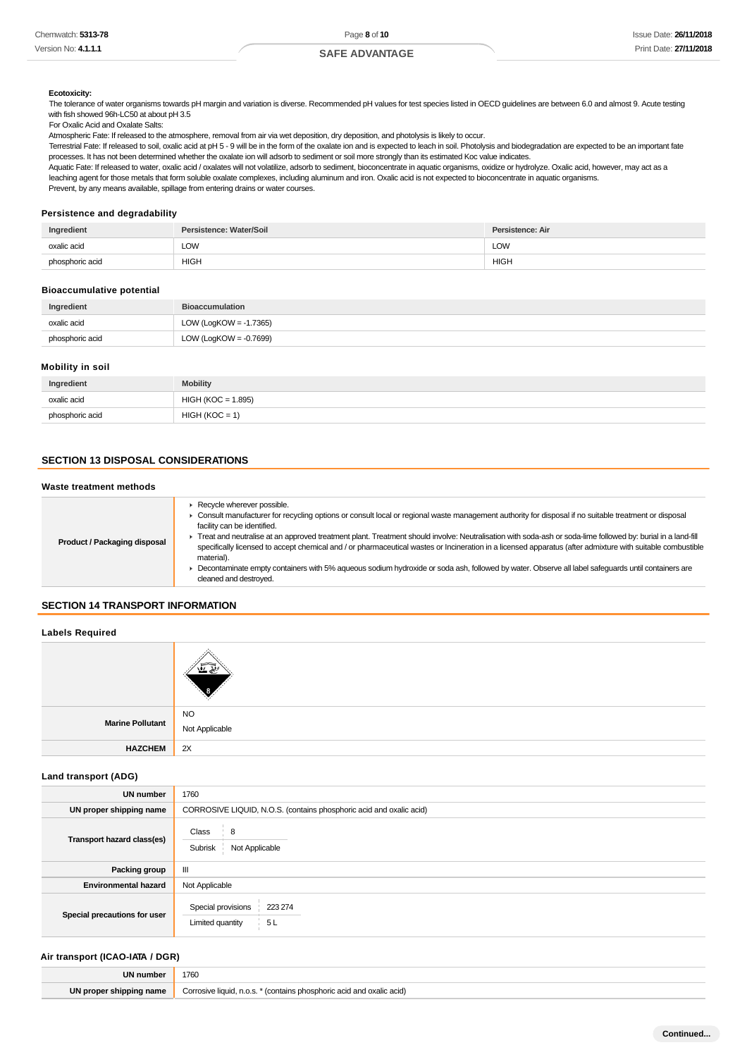**Ecotoxicity:**

The tolerance of water organisms towards pH margin and variation is diverse. Recommended pH values for test species listed in OECD guidelines are between 6.0 and almost 9. Acute testing with fish showed 96h-LC50 at about pH 3.5

For Oxalic Acid and Oxalate Salts:

Atmospheric Fate: If released to the atmosphere, removal from air via wet deposition, dry deposition, and photolysis is likely to occur.

Terrestrial Fate: If released to soil, oxalic acid at pH 5 - 9 will be in the form of the oxalate ion and is expected to leach in soil. Photolysis and biodegradation are expected to be an important fate processes. It has not been determined whether the oxalate ion will adsorb to sediment or soil more strongly than its estimated Koc value indicates.

Aquatic Fate: If released to water, oxalic acid / oxalates will not volatilize, adsorb to sediment, bioconcentrate in aquatic organisms, oxidize or hydrolyze. Oxalic acid, however, may act as a leaching agent for those metals that form soluble oxalate complexes, including aluminum and iron. Oxalic acid is not expected to bioconcentrate in aquatic organisms.

Prevent, by any means available, spillage from entering drains or water courses.

### Persistence and degradability

| Ingredient | Persistence: Water/Soil | Persistence: Air |
|---|---|---|
| oxalic acid | LOW | LOW |
| phosphoric acid | HIGH | HIGH |

### Bioaccumulative potential

| Ingredient | Bioaccumulation |
|---|---|
| oxalic acid | LOW (LogKOW = -1.7365) |
| phosphoric acid | LOW (LogKOW = -0.7699) |

### Mobility in soil

| Ingredient | Mobility |
|---|---|
| oxalic acid | HIGH (KOC = 1.895) |
| phosphoric acid | HIGH (KOC = 1) |

## SECTION 13 DISPOSAL CONSIDERATIONS

### Waste treatment methods

| | |
|---|---|
| **Product / Packaging disposal** | ▸ Recycle wherever possible.<br>▸ Consult manufacturer for recycling options or consult local or regional waste management authority for disposal if no suitable treatment or disposal facility can be identified.<br>▸ Treat and neutralise at an approved treatment plant. Treatment should involve: Neutralisation with soda-ash or soda-lime followed by: burial in a land-fill specifically licensed to accept chemical and / or pharmaceutical wastes or Incineration in a licensed apparatus (after admixture with suitable combustible material).<br>▸ Decontaminate empty containers with 5% aqueous sodium hydroxide or soda ash, followed by water. Observe all label safeguards until containers are cleaned and destroyed. |

## SECTION 14 TRANSPORT INFORMATION

### Labels Required

| | |
|---|---|
| | 8 |
| **Marine Pollutant** | NO<br>Not Applicable |
| **HAZCHEM** | 2X |

### Land transport (ADG)

| | |
|---|---|
| **UN number** | 1760 |
| **UN proper shipping name** | CORROSIVE LIQUID, N.O.S. (contains phosphoric acid and oxalic acid) |
| **Transport hazard class(es)** | Class: 8<br>Subrisk: Not Applicable |
| **Packing group** | III |
| **Environmental hazard** | Not Applicable |
| **Special precautions for user** | Special provisions: 223 274<br>Limited quantity: 5 L |

### Air transport (ICAO-IATA / DGR)

| | |
|---|---|
| **UN number** | 1760 |
| **UN proper shipping name** | Corrosive liquid, n.o.s. * (contains phosphoric acid and oxalic acid) |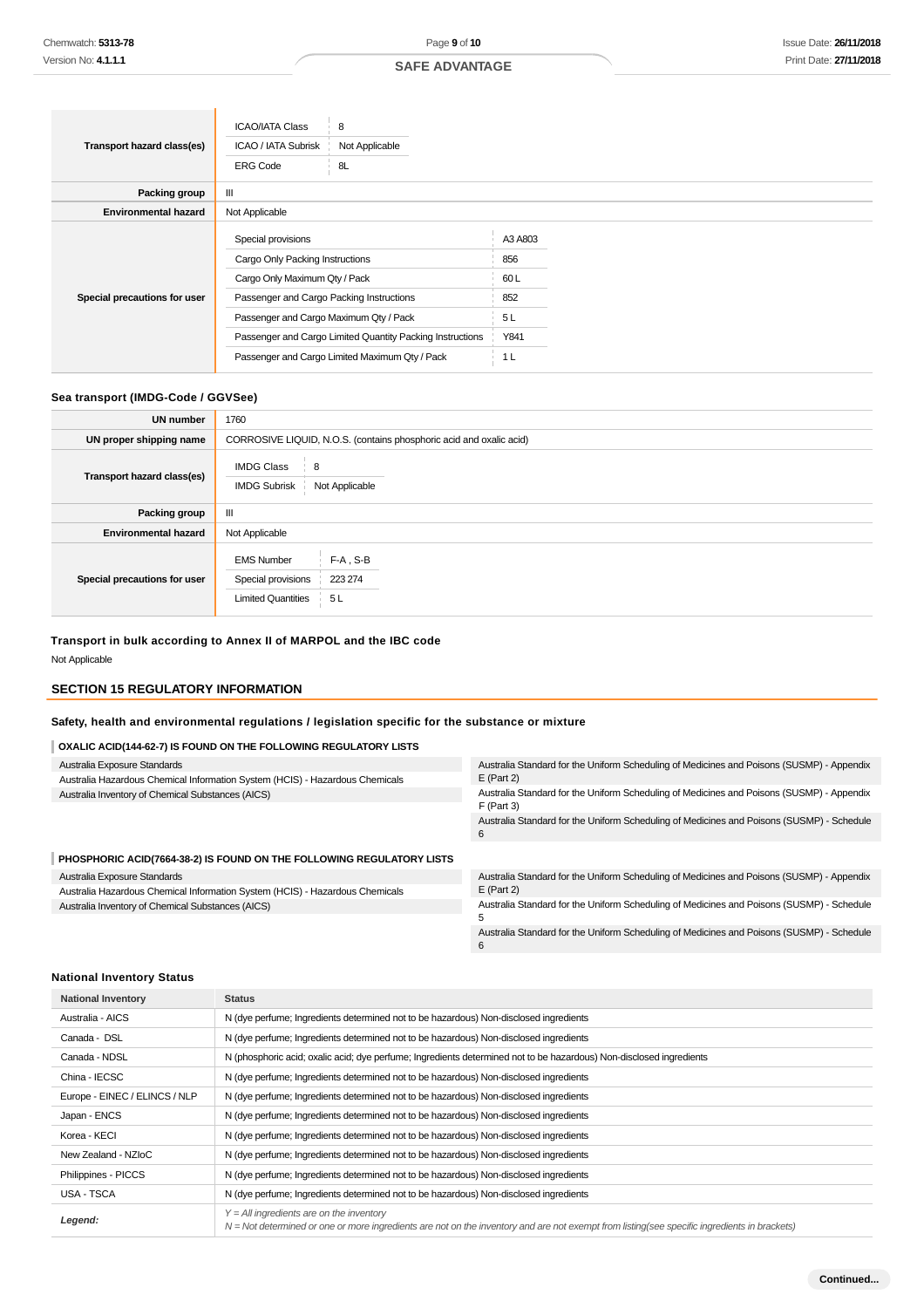| | | |
|---|---|---|
| Transport hazard class(es) | ICAO/IATA Class | 8 |
| | ICAO / IATA Subrisk | Not Applicable |
| | ERG Code | 8L |
| Packing group | III | |
| Environmental hazard | Not Applicable | |
| Special precautions for user | Special provisions | A3 A803 |
| | Cargo Only Packing Instructions | 856 |
| | Cargo Only Maximum Qty / Pack | 60 L |
| | Passenger and Cargo Packing Instructions | 852 |
| | Passenger and Cargo Maximum Qty / Pack | 5 L |
| | Passenger and Cargo Limited Quantity Packing Instructions | Y841 |
| | Passenger and Cargo Limited Maximum Qty / Pack | 1 L |

### Sea transport (IMDG-Code / GGVSee)

| | | |
|---|---|---|
| UN number | 1760 | |
| UN proper shipping name | CORROSIVE LIQUID, N.O.S. (contains phosphoric acid and oxalic acid) | |
| Transport hazard class(es) | IMDG Class | 8 |
| | IMDG Subrisk | Not Applicable |
| Packing group | III | |
| Environmental hazard | Not Applicable | |
| Special precautions for user | EMS Number | F-A , S-B |
| | Special provisions | 223 274 |
| | Limited Quantities | 5 L |

### Transport in bulk according to Annex II of MARPOL and the IBC code

Not Applicable

## SECTION 15 REGULATORY INFORMATION

### Safety, health and environmental regulations / legislation specific for the substance or mixture

**OXALIC ACID(144-62-7) IS FOUND ON THE FOLLOWING REGULATORY LISTS**

| | |
|---|---|
| Australia Exposure Standards | Australia Standard for the Uniform Scheduling of Medicines and Poisons (SUSMP) - Appendix E (Part 2) |
| Australia Hazardous Chemical Information System (HCIS) - Hazardous Chemicals | Australia Standard for the Uniform Scheduling of Medicines and Poisons (SUSMP) - Appendix F (Part 3) |
| Australia Inventory of Chemical Substances (AICS) | Australia Standard for the Uniform Scheduling of Medicines and Poisons (SUSMP) - Schedule 6 |

**PHOSPHORIC ACID(7664-38-2) IS FOUND ON THE FOLLOWING REGULATORY LISTS**

| | |
|---|---|
| Australia Exposure Standards | Australia Standard for the Uniform Scheduling of Medicines and Poisons (SUSMP) - Appendix E (Part 2) |
| Australia Hazardous Chemical Information System (HCIS) - Hazardous Chemicals | Australia Standard for the Uniform Scheduling of Medicines and Poisons (SUSMP) - Schedule 5 |
| Australia Inventory of Chemical Substances (AICS) | Australia Standard for the Uniform Scheduling of Medicines and Poisons (SUSMP) - Schedule 6 |

### National Inventory Status

| National Inventory | Status |
|---|---|
| Australia - AICS | N (dye perfume; Ingredients determined not to be hazardous) Non-disclosed ingredients |
| Canada - DSL | N (dye perfume; Ingredients determined not to be hazardous) Non-disclosed ingredients |
| Canada - NDSL | N (phosphoric acid; oxalic acid; dye perfume; Ingredients determined not to be hazardous) Non-disclosed ingredients |
| China - IECSC | N (dye perfume; Ingredients determined not to be hazardous) Non-disclosed ingredients |
| Europe - EINEC / ELINCS / NLP | N (dye perfume; Ingredients determined not to be hazardous) Non-disclosed ingredients |
| Japan - ENCS | N (dye perfume; Ingredients determined not to be hazardous) Non-disclosed ingredients |
| Korea - KECI | N (dye perfume; Ingredients determined not to be hazardous) Non-disclosed ingredients |
| New Zealand - NZIoC | N (dye perfume; Ingredients determined not to be hazardous) Non-disclosed ingredients |
| Philippines - PICCS | N (dye perfume; Ingredients determined not to be hazardous) Non-disclosed ingredients |
| USA - TSCA | N (dye perfume; Ingredients determined not to be hazardous) Non-disclosed ingredients |
| ***Legend:*** | *Y = All ingredients are on the inventory*<br>*N = Not determined or one or more ingredients are not on the inventory and are not exempt from listing(see specific ingredients in brackets)* |

**Continued...**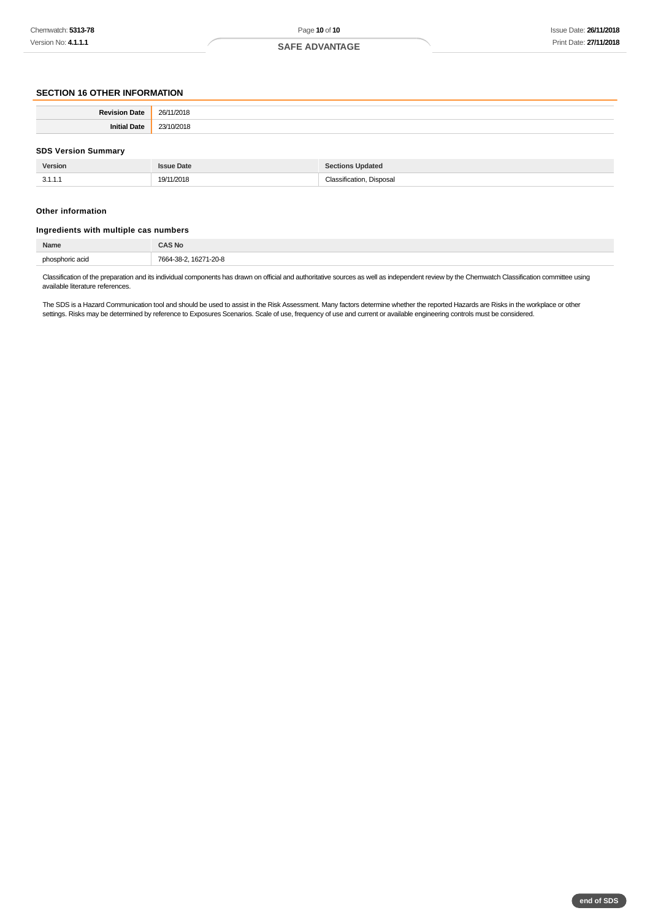## SECTION 16 OTHER INFORMATION

| | |
|---|---|
| **Revision Date** | 26/11/2018 |
| **Initial Date** | 23/10/2018 |

### SDS Version Summary

| Version | Issue Date | Sections Updated |
|---|---|---|
| 3.1.1.1 | 19/11/2018 | Classification, Disposal |

### Other information

### Ingredients with multiple cas numbers

| Name | CAS No |
|---|---|
| phosphoric acid | 7664-38-2, 16271-20-8 |

Classification of the preparation and its individual components has drawn on official and authoritative sources as well as independent review by the Chemwatch Classification committee using available literature references.

The SDS is a Hazard Communication tool and should be used to assist in the Risk Assessment. Many factors determine whether the reported Hazards are Risks in the workplace or other settings. Risks may be determined by reference to Exposures Scenarios. Scale of use, frequency of use and current or available engineering controls must be considered.

end of SDS